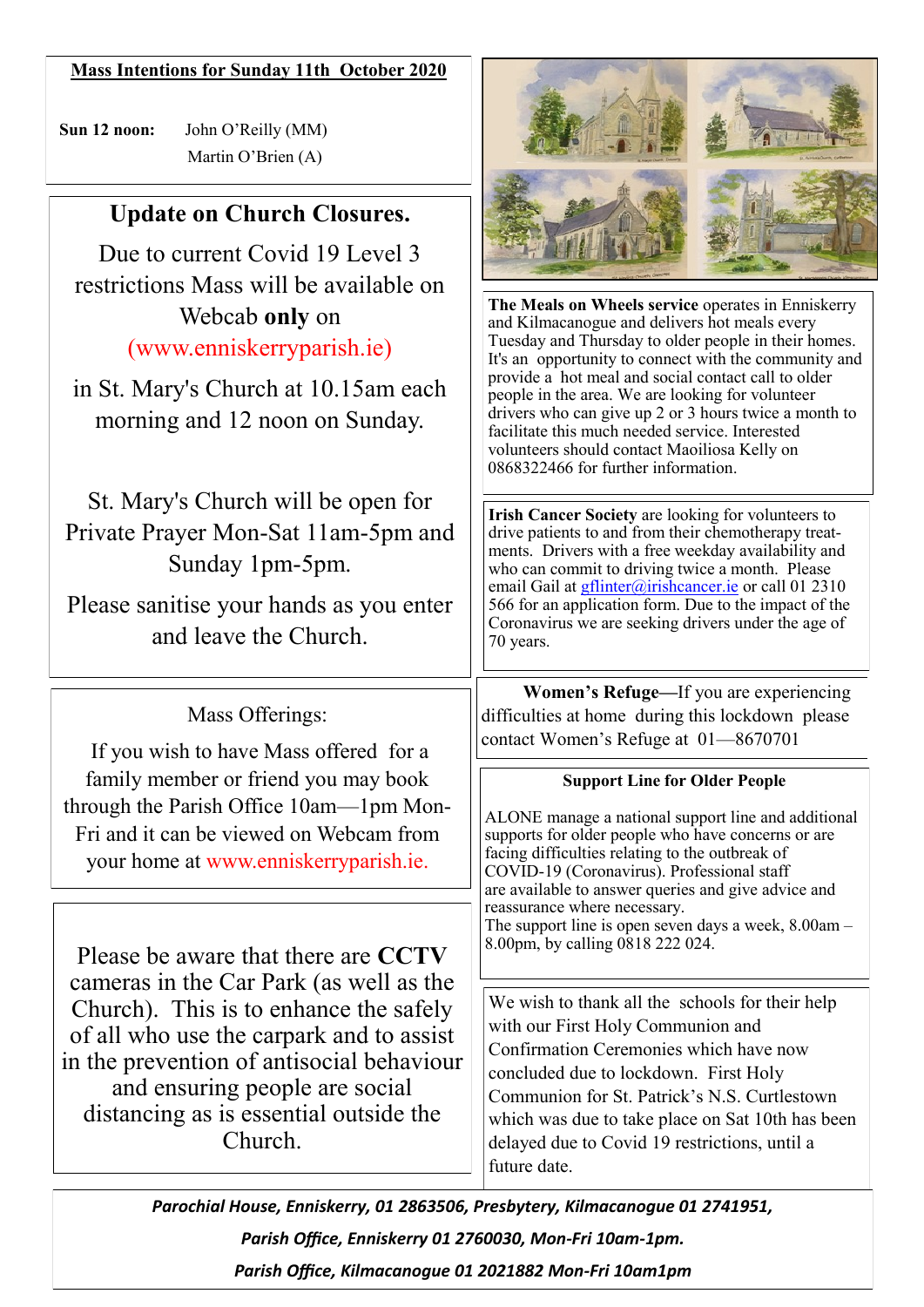**Mass Intentions for Sunday 11th October 2020**

**Sun 12 noon:** John O'Reilly (MM)
Martin O'Brien (A)

## Update on Church Closures.

Due to current Covid 19 Level 3 restrictions Mass will be available on Webcab **only** on (www.enniskerryparish.ie)

in St. Mary's Church at 10.15am each morning and 12 noon on Sunday.

St. Mary's Church will be open for Private Prayer Mon-Sat 11am-5pm and Sunday 1pm-5pm.

Please sanitise your hands as you enter and leave the Church.

Mass Offerings:

If you wish to have Mass offered for a family member or friend you may book through the Parish Office 10am—1pm Mon-Fri and it can be viewed on Webcam from your home at www.enniskerryparish.ie.

Please be aware that there are **CCTV** cameras in the Car Park (as well as the Church). This is to enhance the safely of all who use the carpark and to assist in the prevention of antisocial behaviour and ensuring people are social distancing as is essential outside the Church.

**The Meals on Wheels service** operates in Enniskerry and Kilmacanogue and delivers hot meals every Tuesday and Thursday to older people in their homes. It's an opportunity to connect with the community and provide a hot meal and social contact call to older people in the area. We are looking for volunteer drivers who can give up 2 or 3 hours twice a month to facilitate this much needed service. Interested volunteers should contact Maoiliosa Kelly on 0868322466 for further information.

**Irish Cancer Society** are looking for volunteers to drive patients to and from their chemotherapy treatments. Drivers with a free weekday availability and who can commit to driving twice a month. Please email Gail at gflinter@irishcancer.ie or call 01 2310 566 for an application form. Due to the impact of the Coronavirus we are seeking drivers under the age of 70 years.

**Women's Refuge—**If you are experiencing difficulties at home during this lockdown please contact Women's Refuge at 01—8670701

**Support Line for Older People**

ALONE manage a national support line and additional supports for older people who have concerns or are facing difficulties relating to the outbreak of COVID-19 (Coronavirus). Professional staff are available to answer queries and give advice and reassurance where necessary.
The support line is open seven days a week, 8.00am – 8.00pm, by calling 0818 222 024.

We wish to thank all the schools for their help with our First Holy Communion and Confirmation Ceremonies which have now concluded due to lockdown. First Holy Communion for St. Patrick's N.S. Curtlestown which was due to take place on Sat 10th has been delayed due to Covid 19 restrictions, until a future date.

*Parochial House, Enniskery, 01 2863506, Presbytery, Kilmacanogue 01 2741951,*

*Parish Office, Enniskerry 01 2760030, Mon-Fri 10am-1pm.*

*Parish Office, Kilmacanogue 01 2021882 Mon-Fri 10am1pm*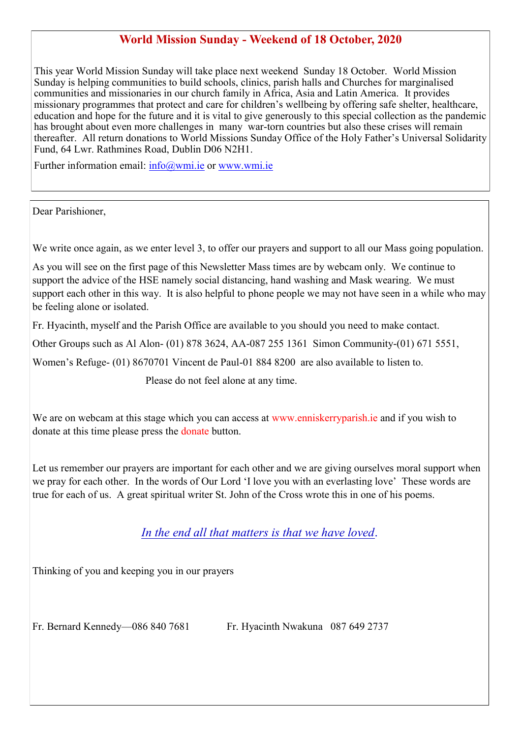## World Mission Sunday - Weekend of 18 October, 2020

This year World Mission Sunday will take place next weekend Sunday 18 October. World Mission Sunday is helping communities to build schools, clinics, parish halls and Churches for marginalised communities and missionaries in our church family in Africa, Asia and Latin America. It provides missionary programmes that protect and care for children's wellbeing by offering safe shelter, healthcare, education and hope for the future and it is vital to give generously to this special collection as the pandemic has brought about even more challenges in many war-torn countries but also these crises will remain thereafter. All return donations to World Missions Sunday Office of the Holy Father's Universal Solidarity Fund, 64 Lwr. Rathmines Road, Dublin D06 N2H1.

Further information email: info@wmi.ie or www.wmi.ie

---

Dear Parishioner,

We write once again, as we enter level 3, to offer our prayers and support to all our Mass going population.

As you will see on the first page of this Newsletter Mass times are by webcam only. We continue to support the advice of the HSE namely social distancing, hand washing and Mask wearing. We must support each other in this way. It is also helpful to phone people we may not have seen in a while who may be feeling alone or isolated.

Fr. Hyacinth, myself and the Parish Office are available to you should you need to make contact.

Other Groups such as Al Alon- (01) 878 3624, AA-087 255 1361 Simon Community-(01) 671 5551,

Women's Refuge- (01) 8670701 Vincent de Paul-01 884 8200 are also available to listen to.

Please do not feel alone at any time.

We are on webcam at this stage which you can access at www.enniskerryparish.ie and if you wish to donate at this time please press the donate button.

Let us remember our prayers are important for each other and we are giving ourselves moral support when we pray for each other. In the words of Our Lord 'I love you with an everlasting love' These words are true for each of us. A great spiritual writer St. John of the Cross wrote this in one of his poems.

*In the end all that matters is that we have loved.*

Thinking of you and keeping you in our prayers

Fr. Bernard Kennedy—086 840 7681 Fr. Hyacinth Nwakuna 087 649 2737